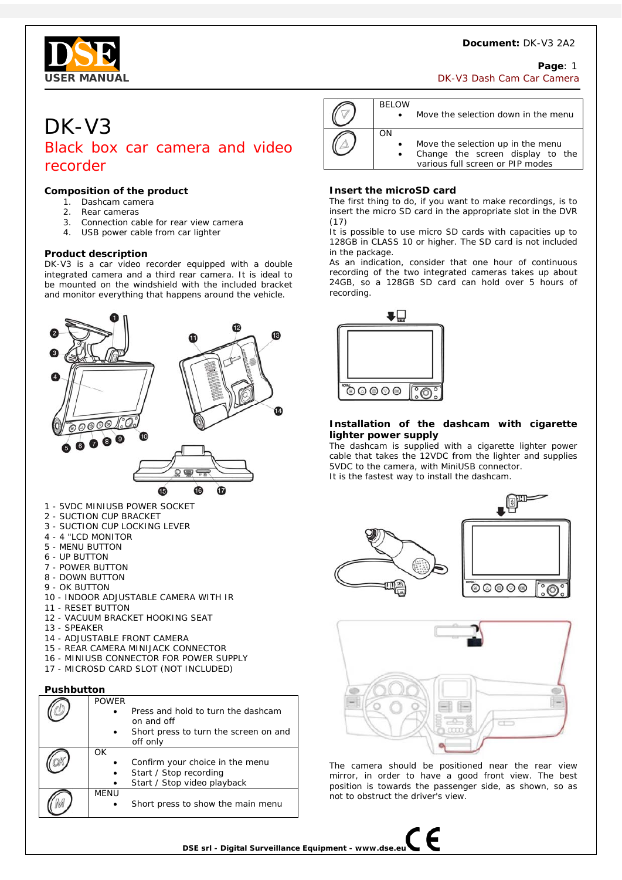# DK-V3

## Black box car camera and video recorder

### Composition of the product

1. Dashcam camera
2. Rear cameras
3. Connection cable for rear view camera
4. USB power cable from car lighter

### Product description

DK-V3 is a car video recorder equipped with a double integrated camera and a third rear camera. It is ideal to be mounted on the windshield with the included bracket and monitor everything that happens around the vehicle.

1 - 5VDC MINIUSB POWER SOCKET
2 - SUCTION CUP BRACKET
3 - SUCTION CUP LOCKING LEVER
4 - 4 "LCD MONITOR
5 - MENU BUTTON
6 - UP BUTTON
7 - POWER BUTTON
8 - DOWN BUTTON
9 - OK BUTTON
10 - INDOOR ADJUSTABLE CAMERA WITH IR
11 - RESET BUTTON
12 - VACUUM BRACKET HOOKING SEAT
13 - SPEAKER
14 - ADJUSTABLE FRONT CAMERA
15 - REAR CAMERA MINIJACK CONNECTOR
16 - MINIUSB CONNECTOR FOR POWER SUPPLY
17 - MICROSD CARD SLOT (NOT INCLUDED)

### Pushbutton

| Button | Function |
|---|---|
| POWER | • Press and hold to turn the dashcam on and off<br>• Short press to turn the screen on and off only |
| OK | • Confirm your choice in the menu<br>• Start / Stop recording<br>• Start / Stop video playback |
| MENU | • Short press to show the main menu |
| BELOW | • Move the selection down in the menu |
| ON | • Move the selection up in the menu<br>• Change the screen display to the various full screen or PIP modes |

### Insert the microSD card

The first thing to do, if you want to make recordings, is to insert the micro SD card in the appropriate slot in the DVR (17)

It is possible to use micro SD cards with capacities up to 128GB in CLASS 10 or higher. The SD card is not included in the package.

As an indication, consider that one hour of continuous recording of the two integrated cameras takes up about 24GB, so a 128GB SD card can hold over 5 hours of recording.

### Installation of the dashcam with cigarette lighter power supply

The dashcam is supplied with a cigarette lighter power cable that takes the 12VDC from the lighter and supplies 5VDC to the camera, with MiniUSB connector.

It is the fastest way to install the dashcam.

The camera should be positioned near the rear view mirror, in order to have a good front view. The best position is towards the passenger side, as shown, so as not to obstruct the driver's view.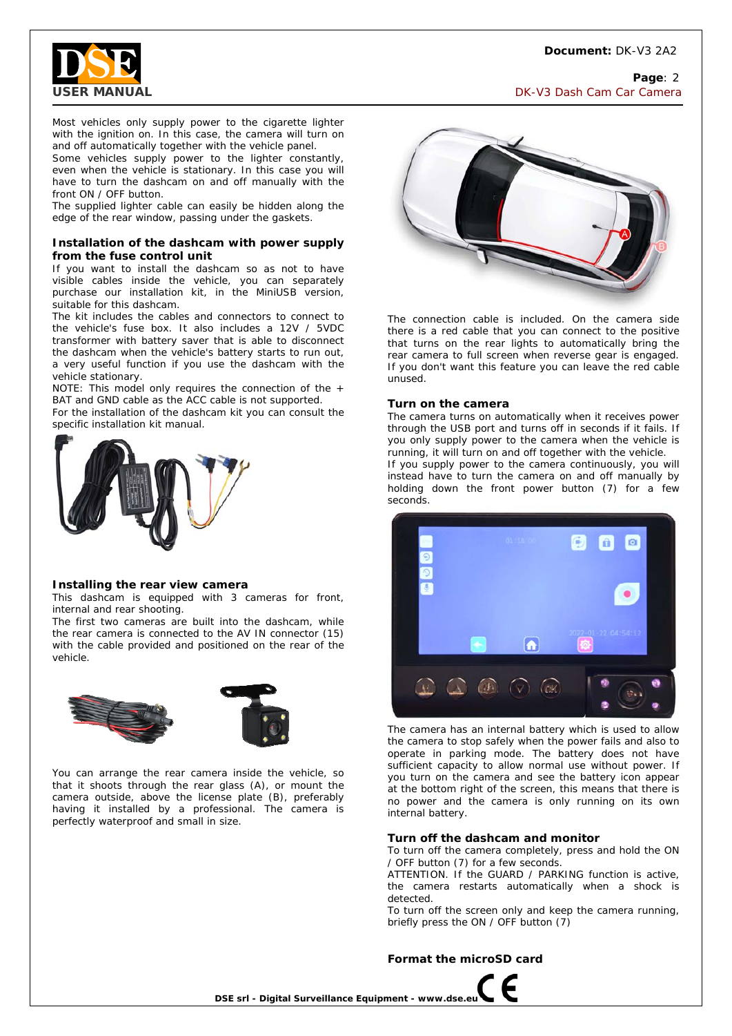Most vehicles only supply power to the cigarette lighter with the ignition on. In this case, the camera will turn on and off automatically together with the vehicle panel.
Some vehicles supply power to the lighter constantly, even when the vehicle is stationary. In this case you will have to turn the dashcam on and off manually with the front ON / OFF button.
The supplied lighter cable can easily be hidden along the edge of the rear window, passing under the gaskets.

## Installation of the dashcam with power supply from the fuse control unit

If you want to install the dashcam so as not to have visible cables inside the vehicle, you can separately purchase our installation kit, in the MiniUSB version, suitable for this dashcam.
The kit includes the cables and connectors to connect to the vehicle's fuse box. It also includes a 12V / 5VDC transformer with battery saver that is able to disconnect the dashcam when the vehicle's battery starts to run out, a very useful function if you use the dashcam with the vehicle stationary.
NOTE: This model only requires the connection of the + BAT and GND cable as the ACC cable is not supported.
For the installation of the dashcam kit you can consult the specific installation kit manual.

## Installing the rear view camera

This dashcam is equipped with 3 cameras for front, internal and rear shooting.
The first two cameras are built into the dashcam, while the rear camera is connected to the AV IN connector (15) with the cable provided and positioned on the rear of the vehicle.

You can arrange the rear camera inside the vehicle, so that it shoots through the rear glass (A), or mount the camera outside, above the license plate (B), preferably having it installed by a professional. The camera is perfectly waterproof and small in size.

The connection cable is included. On the camera side there is a red cable that you can connect to the positive that turns on the rear lights to automatically bring the rear camera to full screen when reverse gear is engaged. If you don't want this feature you can leave the red cable unused.

## Turn on the camera

The camera turns on automatically when it receives power through the USB port and turns off in seconds if it fails. If you only supply power to the camera when the vehicle is running, it will turn on and off together with the vehicle.
If you supply power to the camera continuously, you will instead have to turn the camera on and off manually by holding down the front power button (7) for a few seconds.

The camera has an internal battery which is used to allow the camera to stop safely when the power fails and also to operate in parking mode. The battery does not have sufficient capacity to allow normal use without power. If you turn on the camera and see the battery icon appear at the bottom right of the screen, this means that there is no power and the camera is only running on its own internal battery.

## Turn off the dashcam and monitor

To turn off the camera completely, press and hold the ON / OFF button (7) for a few seconds.
ATTENTION. If the GUARD / PARKING function is active, the camera restarts automatically when a shock is detected.
To turn off the screen only and keep the camera running, briefly press the ON / OFF button (7)

## Format the microSD card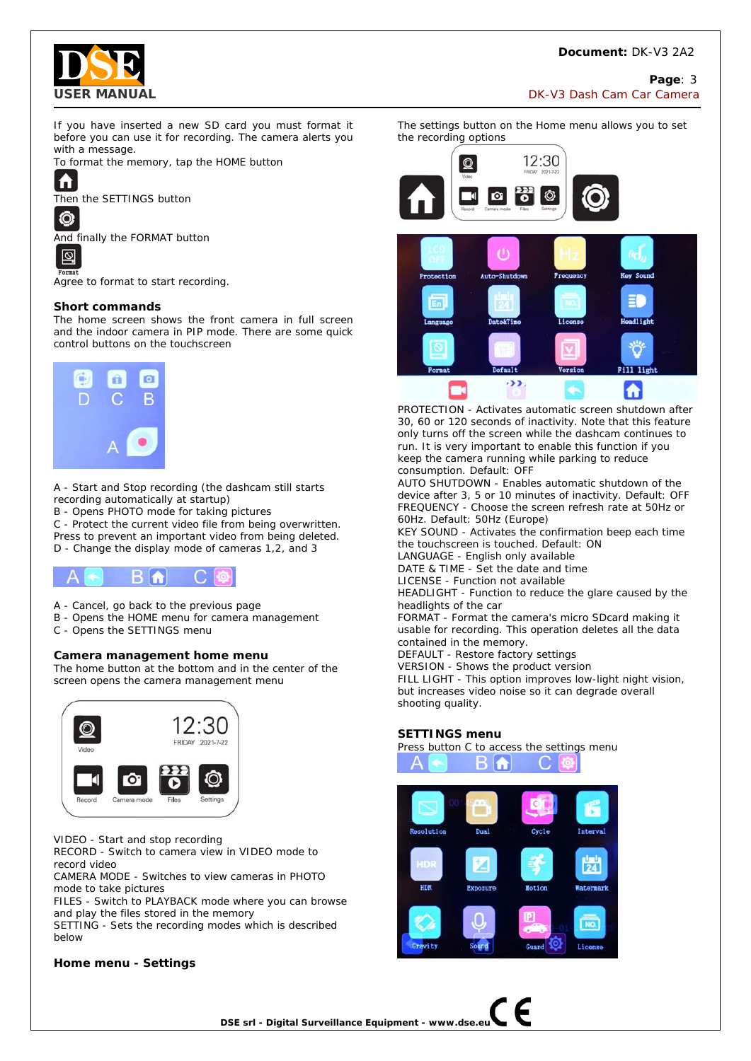If you have inserted a new SD card you must format it before you can use it for recording. The camera alerts you with a message.

To format the memory, tap the HOME button

Then the SETTINGS button

And finally the FORMAT button

Agree to format to start recording.

## Short commands

The home screen shows the front camera in full screen and the indoor camera in PIP mode. There are some quick control buttons on the touchscreen

A - Start and Stop recording (the dashcam still starts recording automatically at startup)
B - Opens PHOTO mode for taking pictures
C - Protect the current video file from being overwritten. Press to prevent an important video from being deleted.
D - Change the display mode of cameras 1,2, and 3

A - Cancel, go back to the previous page
B - Opens the HOME menu for camera management
C - Opens the SETTINGS menu

## Camera management home menu

The home button at the bottom and in the center of the screen opens the camera management menu

VIDEO - Start and stop recording
RECORD - Switch to camera view in VIDEO mode to record video
CAMERA MODE - Switches to view cameras in PHOTO mode to take pictures
FILES - Switch to PLAYBACK mode where you can browse and play the files stored in the memory
SETTING - Sets the recording modes which is described below

## Home menu - Settings

The settings button on the Home menu allows you to set the recording options

PROTECTION - Activates automatic screen shutdown after 30, 60 or 120 seconds of inactivity. Note that this feature only turns off the screen while the dashcam continues to run. It is very important to enable this function if you keep the camera running while parking to reduce consumption. Default: OFF
AUTO SHUTDOWN - Enables automatic shutdown of the device after 3, 5 or 10 minutes of inactivity. Default: OFF
FREQUENCY - Choose the screen refresh rate at 50Hz or 60Hz. Default: 50Hz (Europe)
KEY SOUND - Activates the confirmation beep each time the touchscreen is touched. Default: ON
LANGUAGE - English only available
DATE & TIME - Set the date and time
LICENSE - Function not available
HEADLIGHT - Function to reduce the glare caused by the headlights of the car
FORMAT - Format the camera's micro SDcard making it usable for recording. This operation deletes all the data contained in the memory.
DEFAULT - Restore factory settings
VERSION - Shows the product version
FILL LIGHT - This option improves low-light night vision, but increases video noise so it can degrade overall shooting quality.

## SETTINGS menu

Press button C to access the settings menu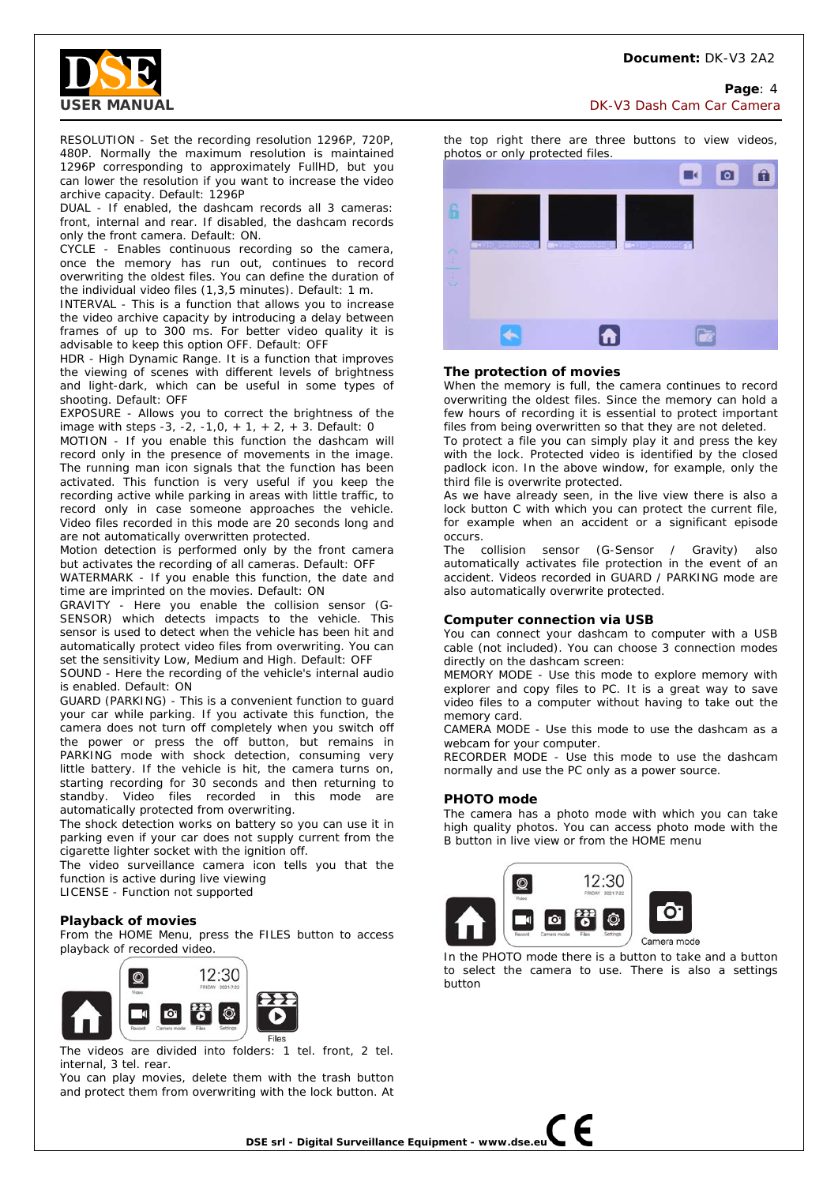RESOLUTION - Set the recording resolution 1296P, 720P, 480P. Normally the maximum resolution is maintained 1296P corresponding to approximately FullHD, but you can lower the resolution if you want to increase the video archive capacity. Default: 1296P

DUAL - If enabled, the dashcam records all 3 cameras: front, internal and rear. If disabled, the dashcam records only the front camera. Default: ON.

CYCLE - Enables continuous recording so the camera, once the memory has run out, continues to record overwriting the oldest files. You can define the duration of the individual video files (1,3,5 minutes). Default: 1 m.

INTERVAL - This is a function that allows you to increase the video archive capacity by introducing a delay between frames of up to 300 ms. For better video quality it is advisable to keep this option OFF. Default: OFF

HDR - High Dynamic Range. It is a function that improves the viewing of scenes with different levels of brightness and light-dark, which can be useful in some types of shooting. Default: OFF

EXPOSURE - Allows you to correct the brightness of the image with steps -3, -2, -1,0, + 1, + 2, + 3. Default: 0

MOTION - If you enable this function the dashcam will record only in the presence of movements in the image. The running man icon signals that the function has been activated. This function is very useful if you keep the recording active while parking in areas with little traffic, to record only in case someone approaches the vehicle. Video files recorded in this mode are 20 seconds long and are not automatically overwritten protected.

Motion detection is performed only by the front camera but activates the recording of all cameras. Default: OFF

WATERMARK - If you enable this function, the date and time are imprinted on the movies. Default: ON

GRAVITY - Here you enable the collision sensor (G-SENSOR) which detects impacts to the vehicle. This sensor is used to detect when the vehicle has been hit and automatically protect video files from overwriting. You can set the sensitivity Low, Medium and High. Default: OFF

SOUND - Here the recording of the vehicle's internal audio is enabled. Default: ON

GUARD (PARKING) - This is a convenient function to guard your car while parking. If you activate this function, the camera does not turn off completely when you switch off the power or press the off button, but remains in PARKING mode with shock detection, consuming very little battery. If the vehicle is hit, the camera turns on, starting recording for 30 seconds and then returning to standby. Video files recorded in this mode are automatically protected from overwriting.

The shock detection works on battery so you can use it in parking even if your car does not supply current from the cigarette lighter socket with the ignition off.

The video surveillance camera icon tells you that the function is active during live viewing

LICENSE - Function not supported

## Playback of movies

From the HOME Menu, press the FILES button to access playback of recorded video.

The videos are divided into folders: 1 tel. front, 2 tel. internal, 3 tel. rear.

You can play movies, delete them with the trash button and protect them from overwriting with the lock button. At the top right there are three buttons to view videos, photos or only protected files.

## The protection of movies

When the memory is full, the camera continues to record overwriting the oldest files. Since the memory can hold a few hours of recording it is essential to protect important files from being overwritten so that they are not deleted.

To protect a file you can simply play it and press the key with the lock. Protected video is identified by the closed padlock icon. In the above window, for example, only the third file is overwrite protected.

As we have already seen, in the live view there is also a lock button C with which you can protect the current file, for example when an accident or a significant episode occurs.

The collision sensor (G-Sensor / Gravity) also automatically activates file protection in the event of an accident. Videos recorded in GUARD / PARKING mode are also automatically overwrite protected.

## Computer connection via USB

You can connect your dashcam to computer with a USB cable (not included). You can choose 3 connection modes directly on the dashcam screen:

MEMORY MODE - Use this mode to explore memory with explorer and copy files to PC. It is a great way to save video files to a computer without having to take out the memory card.

CAMERA MODE - Use this mode to use the dashcam as a webcam for your computer.

RECORDER MODE - Use this mode to use the dashcam normally and use the PC only as a power source.

## PHOTO mode

The camera has a photo mode with which you can take high quality photos. You can access photo mode with the B button in live view or from the HOME menu

In the PHOTO mode there is a button to take and a button to select the camera to use. There is also a settings button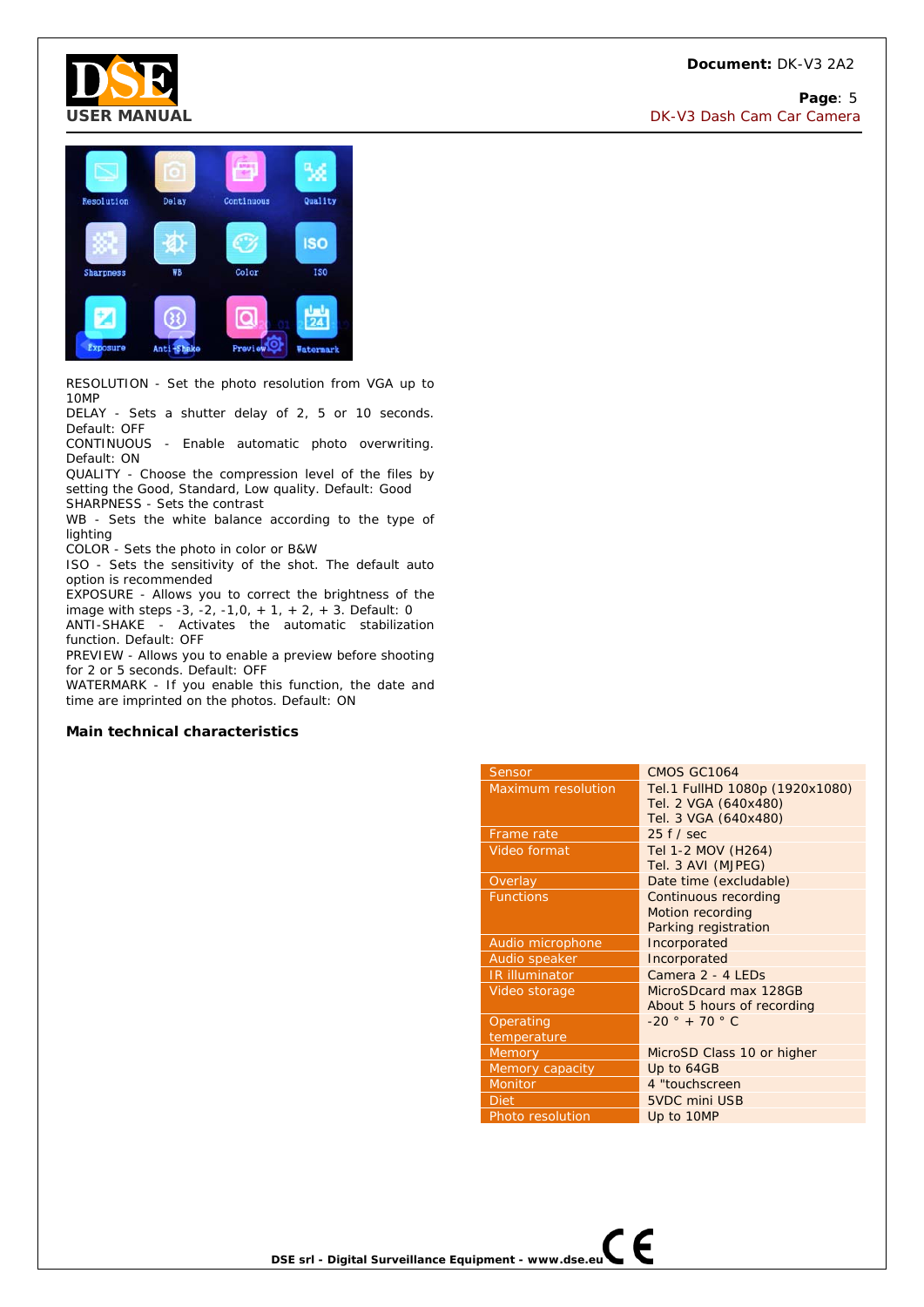RESOLUTION - Set the photo resolution from VGA up to 10MP
DELAY - Sets a shutter delay of 2, 5 or 10 seconds. Default: OFF
CONTINUOUS - Enable automatic photo overwriting. Default: ON
QUALITY - Choose the compression level of the files by setting the Good, Standard, Low quality. Default: Good
SHARPNESS - Sets the contrast
WB - Sets the white balance according to the type of lighting
COLOR - Sets the photo in color or B&W
ISO - Sets the sensitivity of the shot. The default auto option is recommended
EXPOSURE - Allows you to correct the brightness of the image with steps -3, -2, -1,0, + 1, + 2, + 3. Default: 0
ANTI-SHAKE - Activates the automatic stabilization function. Default: OFF
PREVIEW - Allows you to enable a preview before shooting for 2 or 5 seconds. Default: OFF
WATERMARK - If you enable this function, the date and time are imprinted on the photos. Default: ON

**Main technical characteristics**

| | |
|---|---|
| Sensor | CMOS GC1064 |
| Maximum resolution | Tel.1 FullHD 1080p (1920x1080)<br>Tel. 2 VGA (640x480)<br>Tel. 3 VGA (640x480) |
| Frame rate | 25 f / sec |
| Video format | Tel 1-2 MOV (H264)<br>Tel. 3 AVI (MJPEG) |
| Overlay | Date time (excludable) |
| Functions | Continuous recording<br>Motion recording<br>Parking registration |
| Audio microphone | Incorporated |
| Audio speaker | Incorporated |
| IR illuminator | Camera 2 - 4 LEDs |
| Video storage | MicroSDcard max 128GB<br>About 5 hours of recording |
| Operating temperature | -20 ° + 70 ° C |
| Memory | MicroSD Class 10 or higher |
| Memory capacity | Up to 64GB |
| Monitor | 4 "touchscreen |
| Diet | 5VDC mini USB |
| Photo resolution | Up to 10MP |